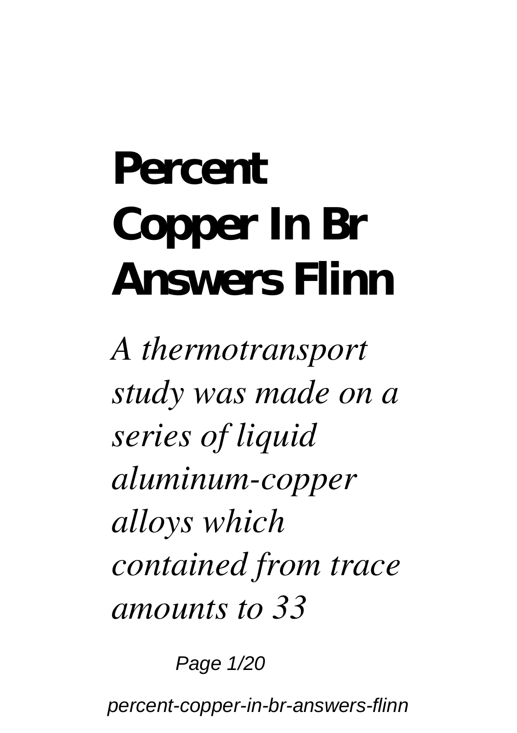# Percent Copper In Br Answers Flinn

*A thermotransport study was made on a series of liquid aluminum-copper alloys which contained from trace amounts to 33*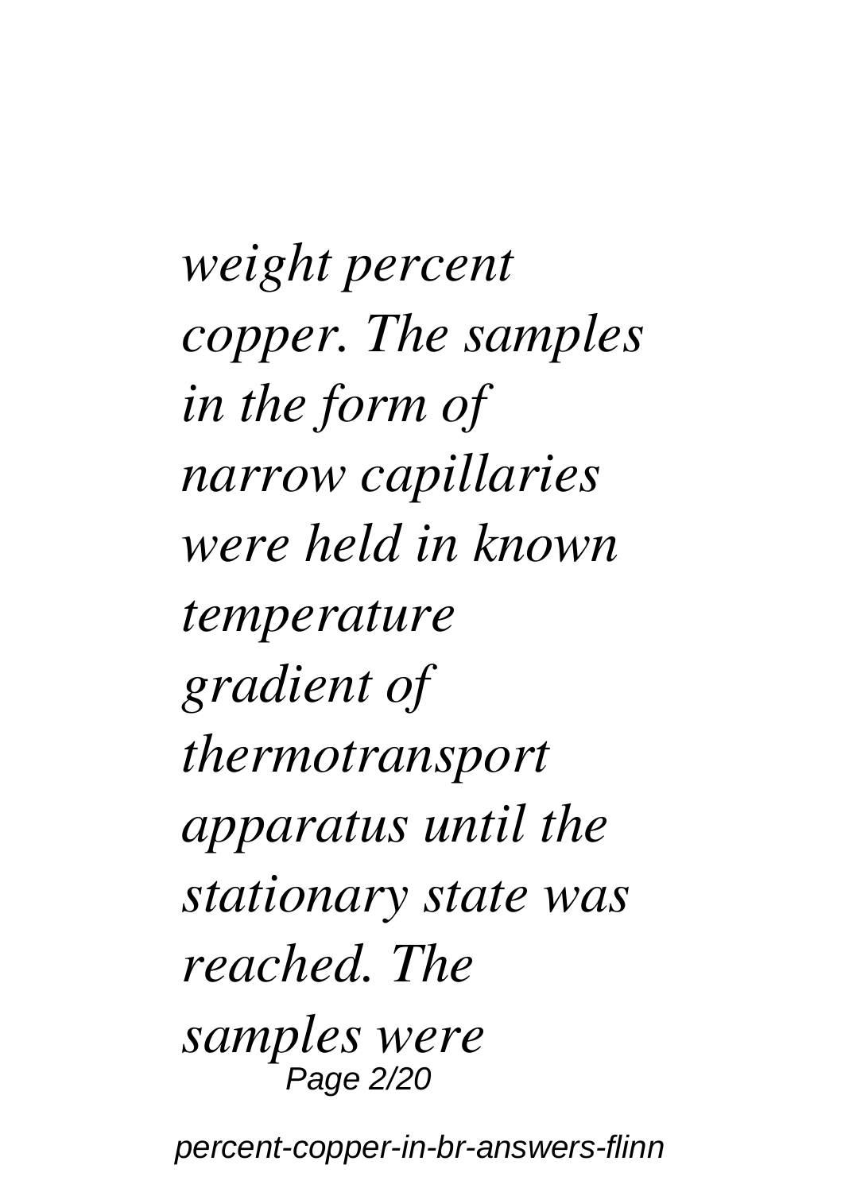*weight percent copper. The samples in the form of narrow capillaries were held in known temperature gradient of thermotransport apparatus until the stationary state was reached. The samples were*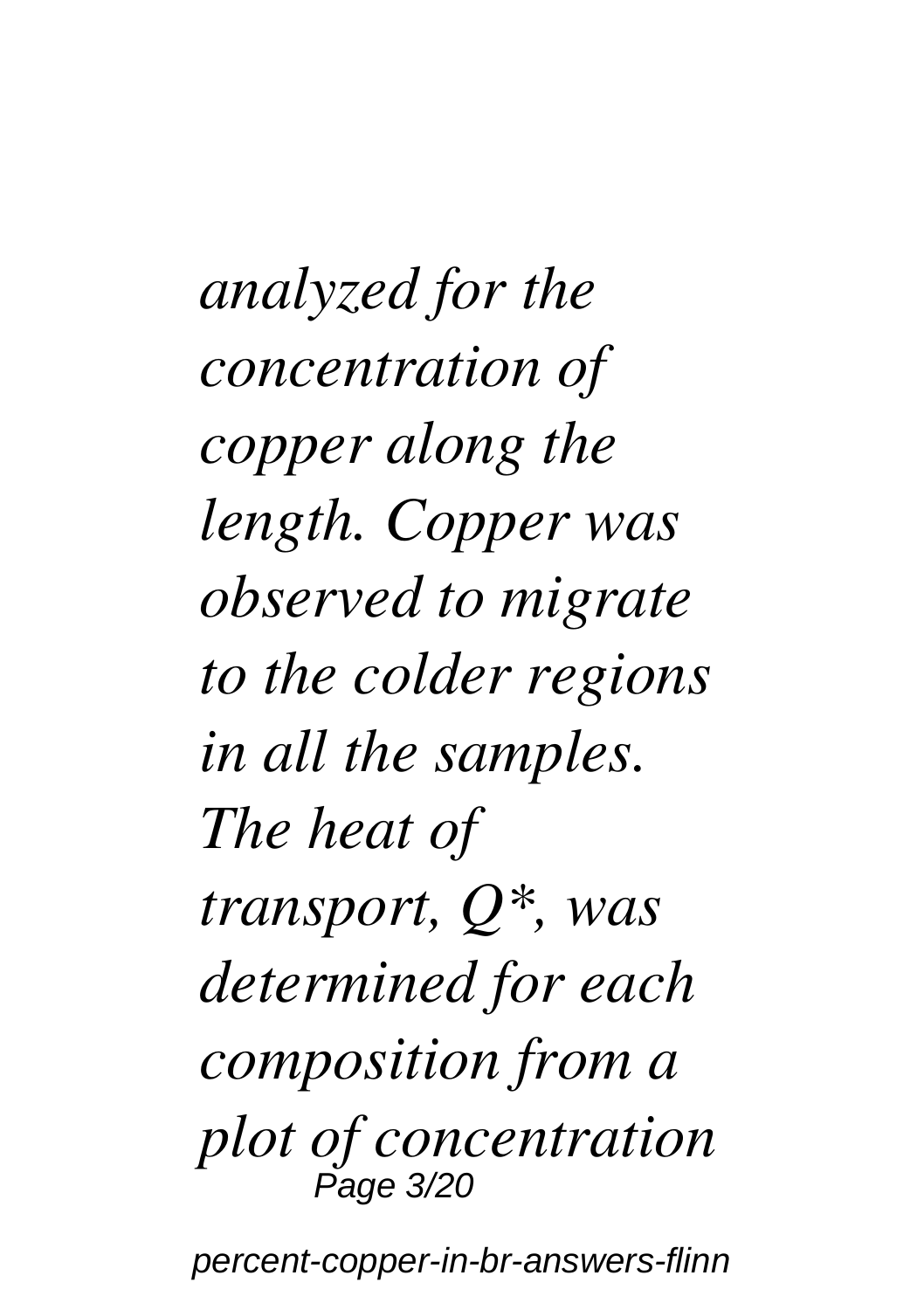*analyzed for the concentration of copper along the length. Copper was observed to migrate to the colder regions in all the samples. The heat of transport, $Q^*$, was determined for each composition from a plot of concentration*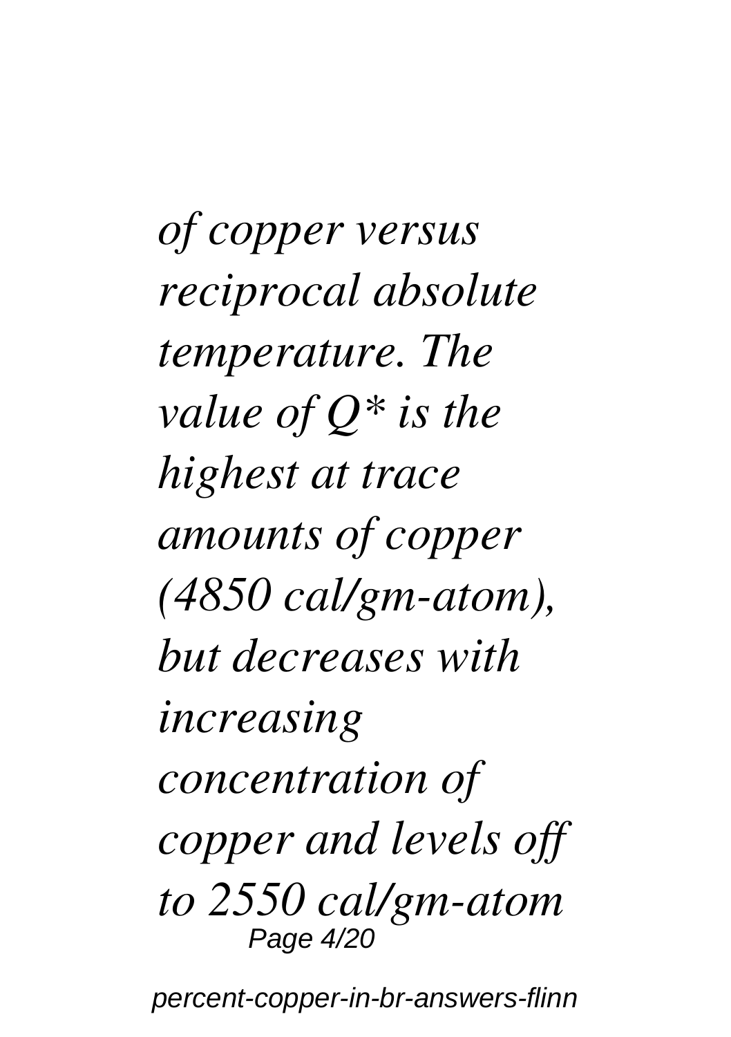*of copper versus reciprocal absolute temperature. The value of $Q^*$ is the highest at trace amounts of copper (4850 cal/gm-atom), but decreases with increasing concentration of copper and levels off to 2550 cal/gm-atom*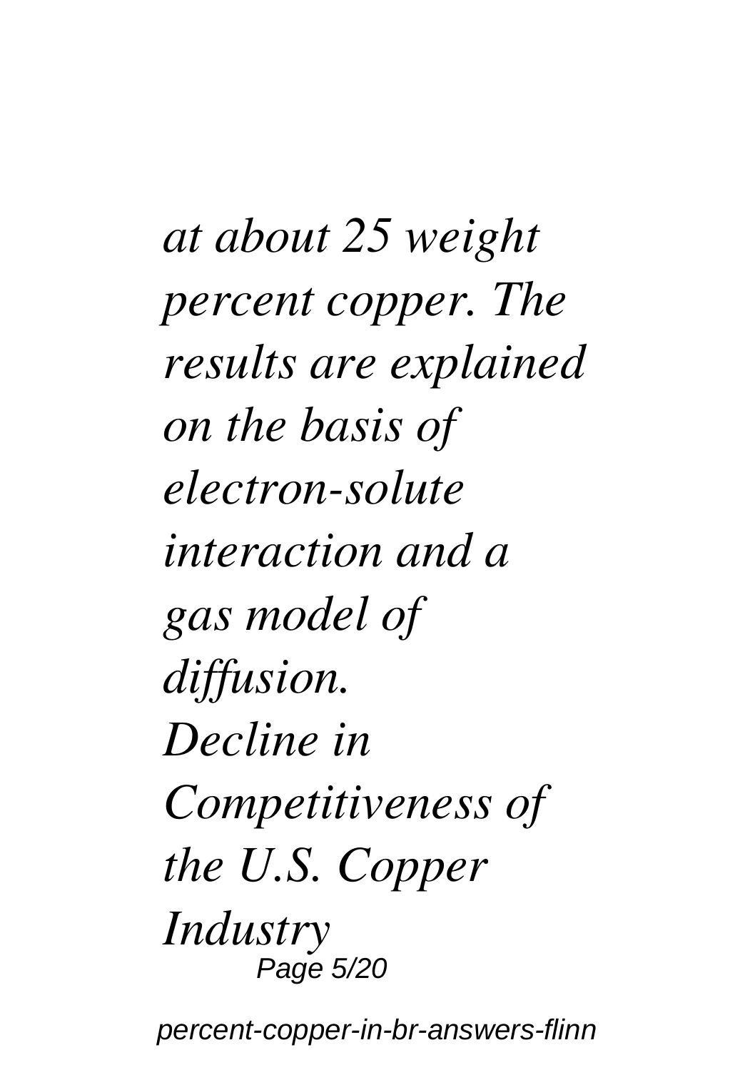*at about 25 weight percent copper. The results are explained on the basis of electron-solute interaction and a gas model of diffusion.*

*Decline in Competitiveness of the U.S. Copper Industry*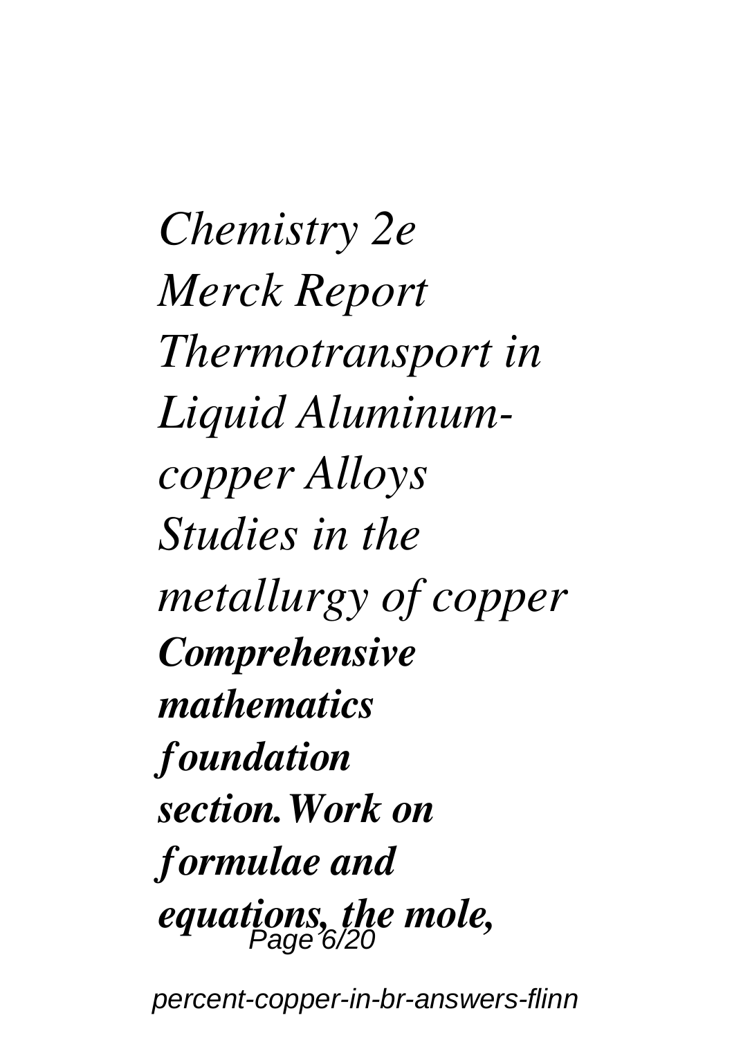*Chemistry 2e*
*Merck Report*
*Thermotransport in Liquid Aluminum-copper Alloys*
*Studies in the metallurgy of copper*
***Comprehensive mathematics foundation section.Work on formulae and equations, the mole,***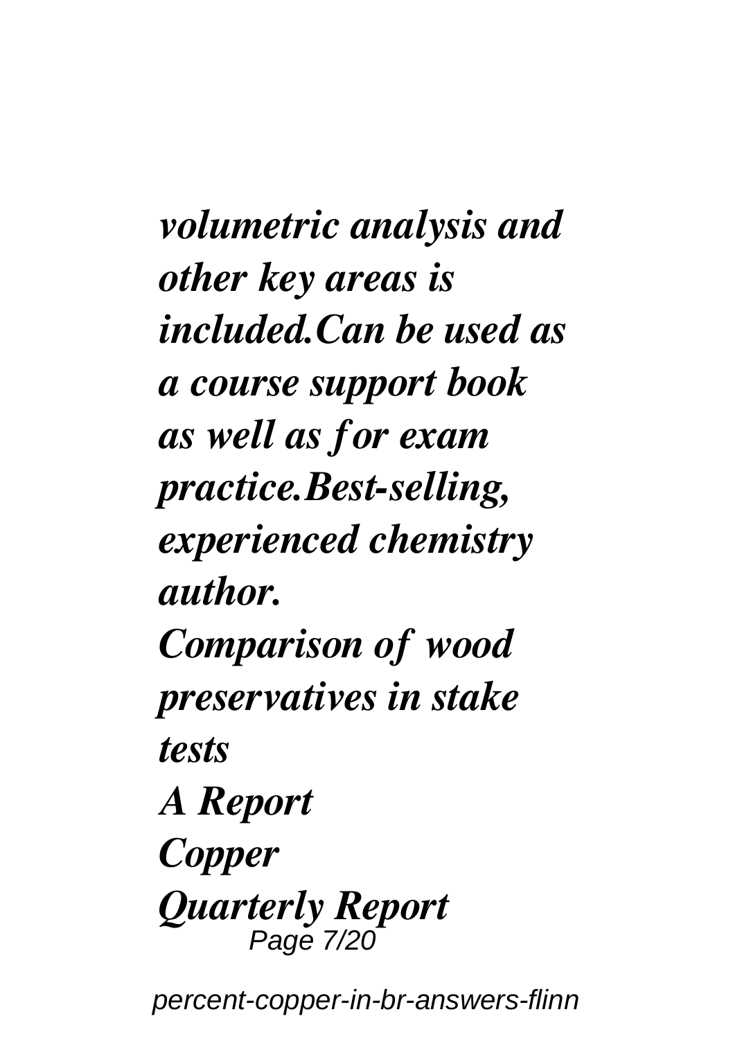*volumetric analysis and other key areas is included.Can be used as a course support book as well as for exam practice.Best-selling, experienced chemistry author.*

*Comparison of wood preservatives in stake tests*

*A Report*

*Copper*

*Quarterly Report*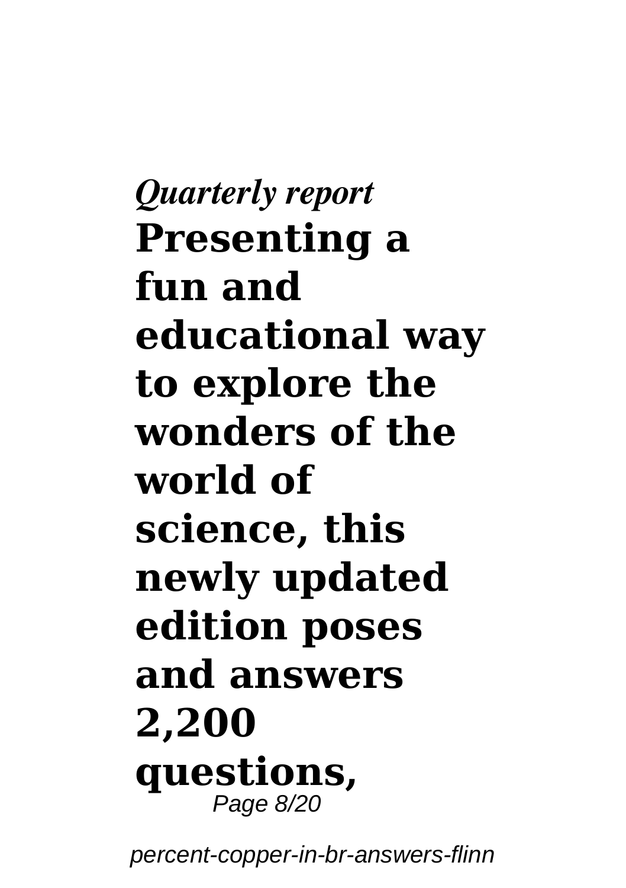*Quarterly report*

**Presenting a fun and educational way to explore the wonders of the world of science, this newly updated edition poses and answers 2,200 questions,**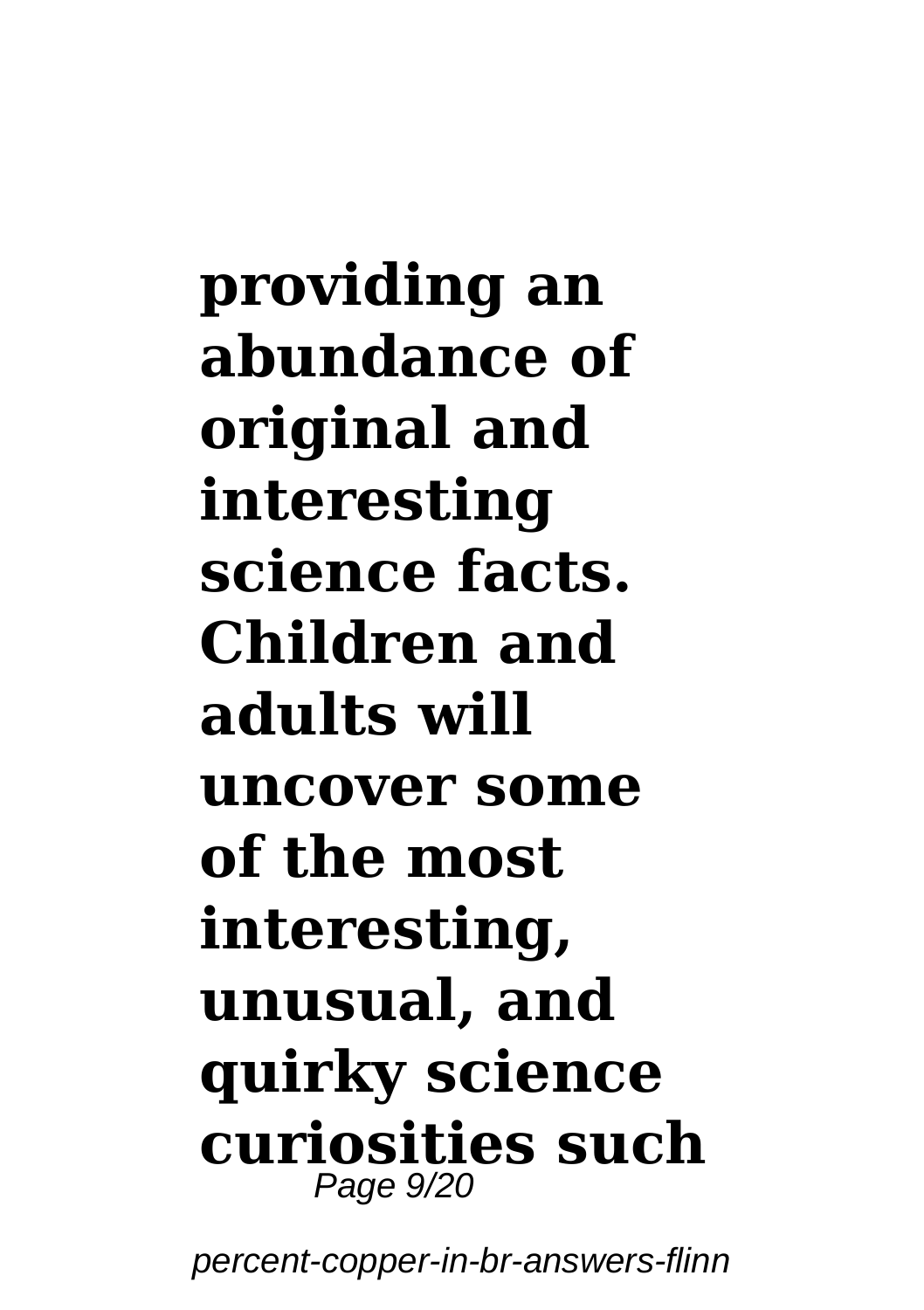**providing an abundance of original and interesting science facts. Children and adults will uncover some of the most interesting, unusual, and quirky science curiosities such**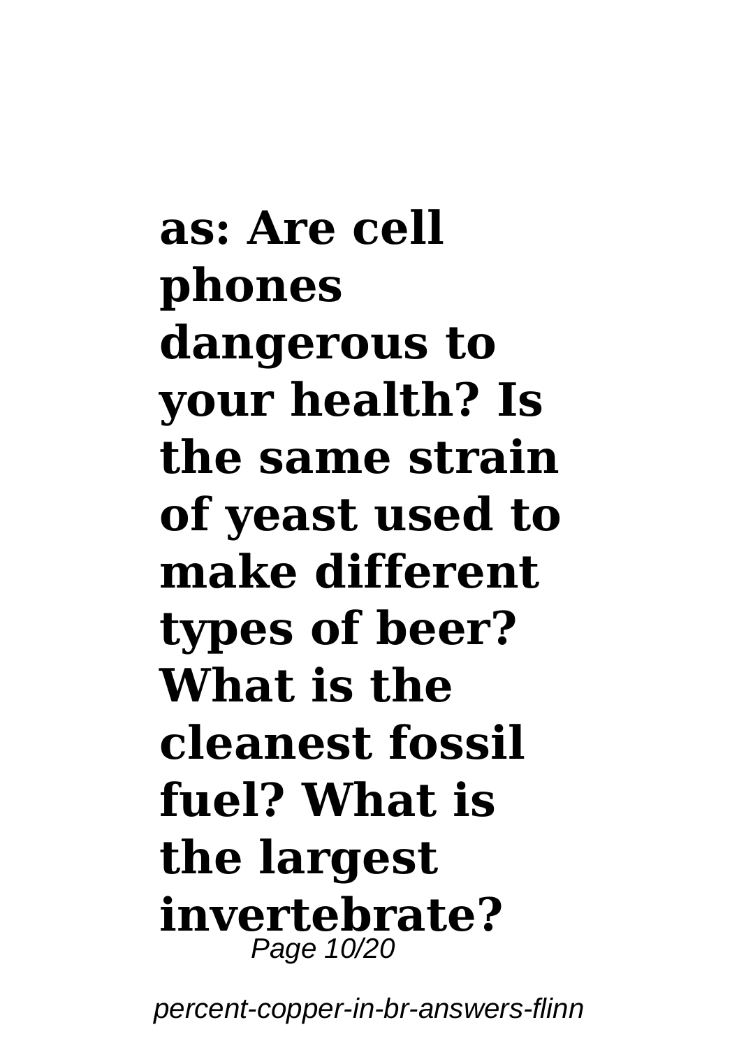**as: Are cell phones dangerous to your health? Is the same strain of yeast used to make different types of beer? What is the cleanest fossil fuel? What is the largest invertebrate?**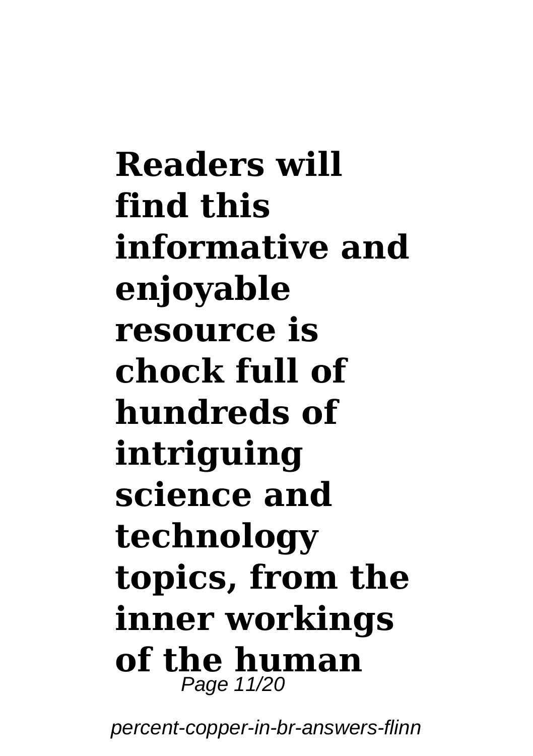**Readers will find this informative and enjoyable resource is chock full of hundreds of intriguing science and technology topics, from the inner workings of the human**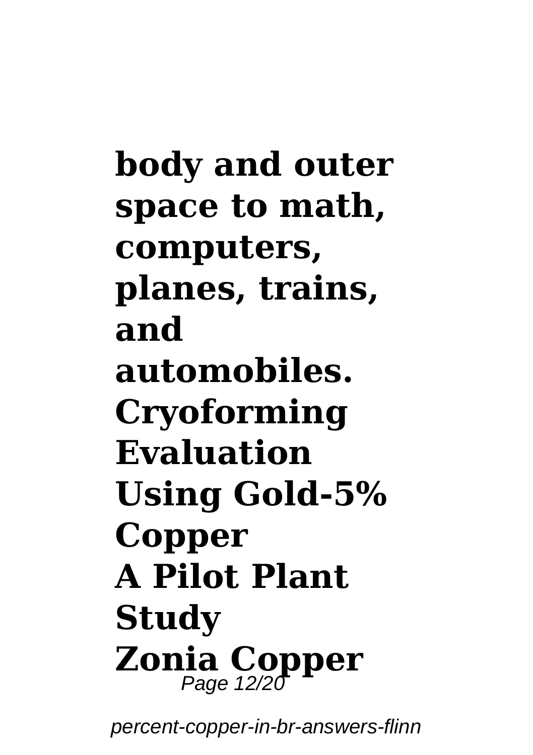**body and outer space to math, computers, planes, trains, and automobiles.**
**Cryoforming Evaluation Using Gold-5% Copper**
**A Pilot Plant Study**
**Zonia Copper**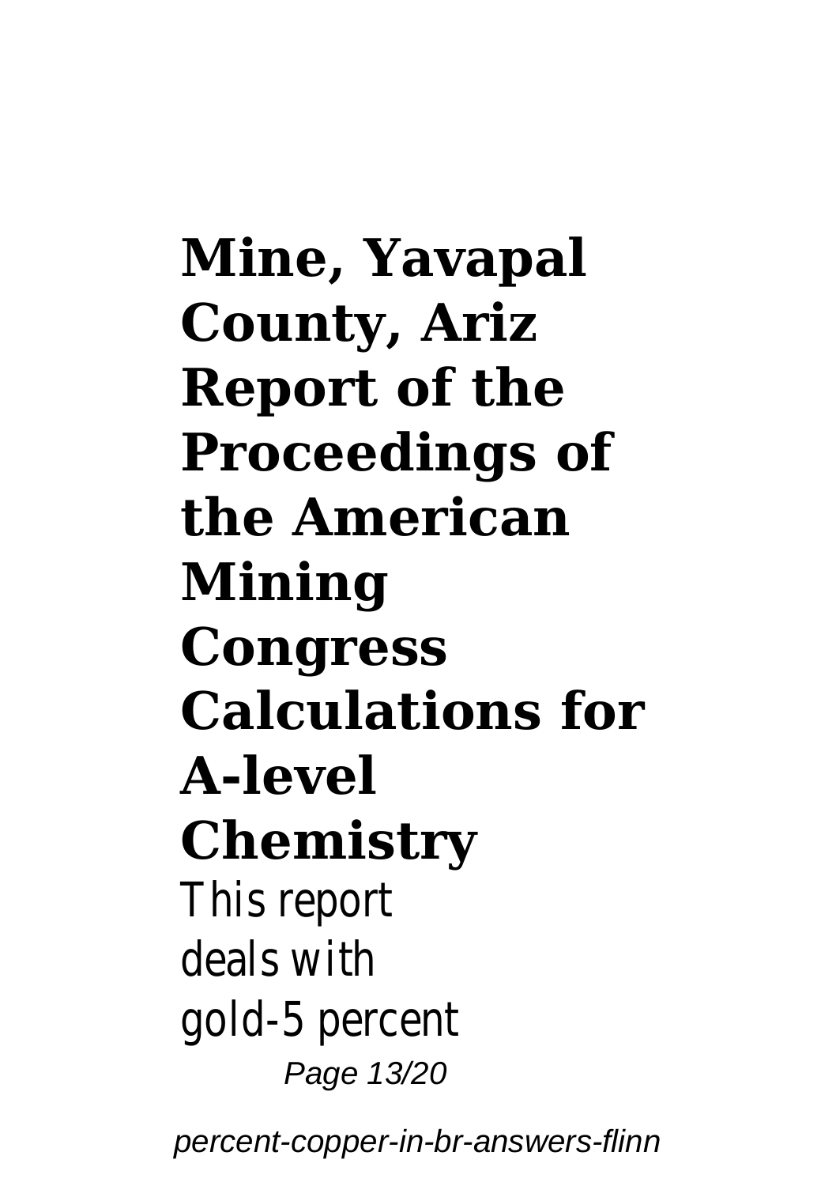**Mine, Yavapal County, Ariz**

**Report of the Proceedings of the American Mining Congress**

**Calculations for A-level Chemistry**

This report deals with gold-5 percent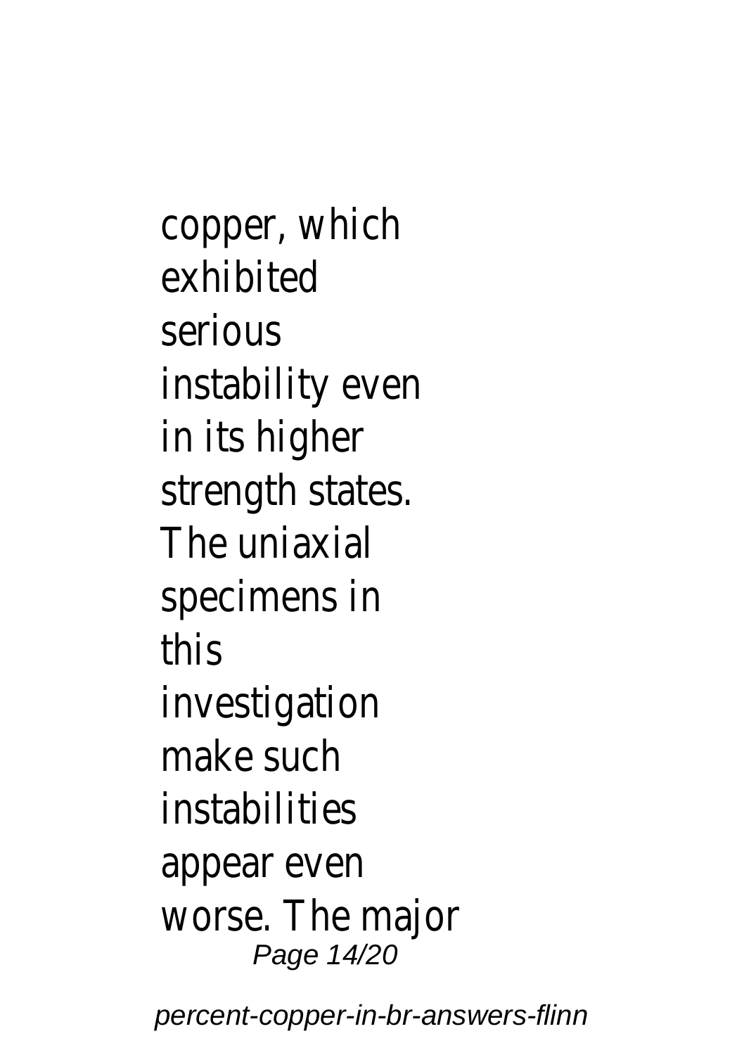copper, which exhibited serious instability even in its higher strength states. The uniaxial specimens in this investigation make such instabilities appear even worse. The major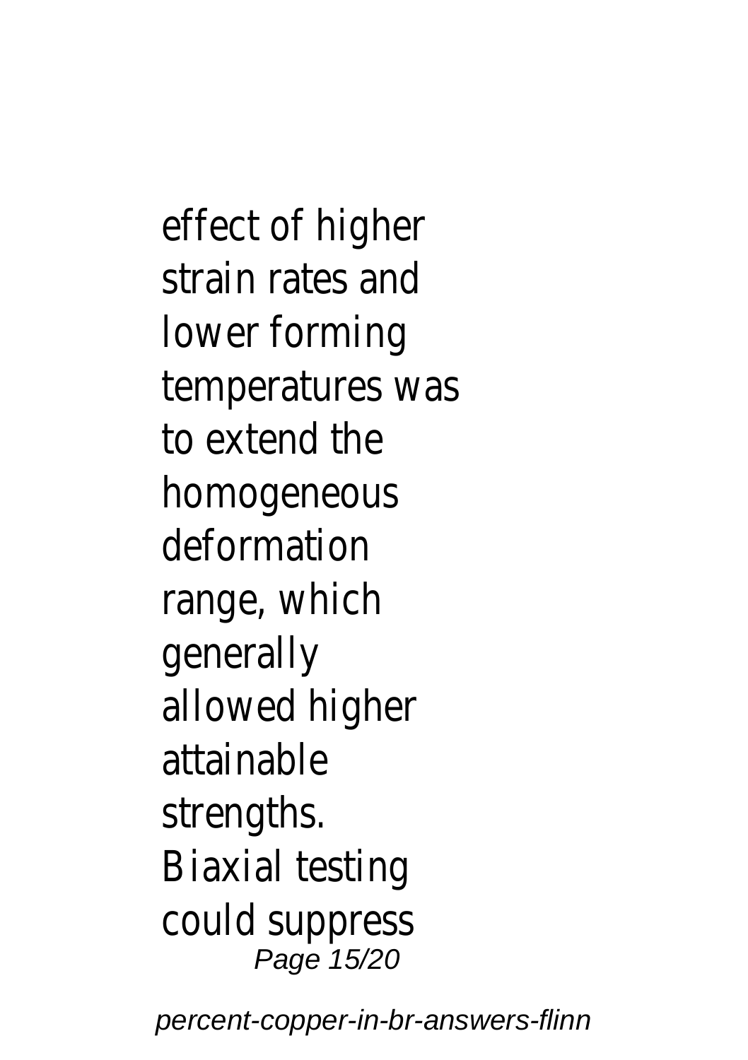effect of higher strain rates and lower forming temperatures was to extend the homogeneous deformation range, which generally allowed higher attainable strengths. Biaxial testing could suppress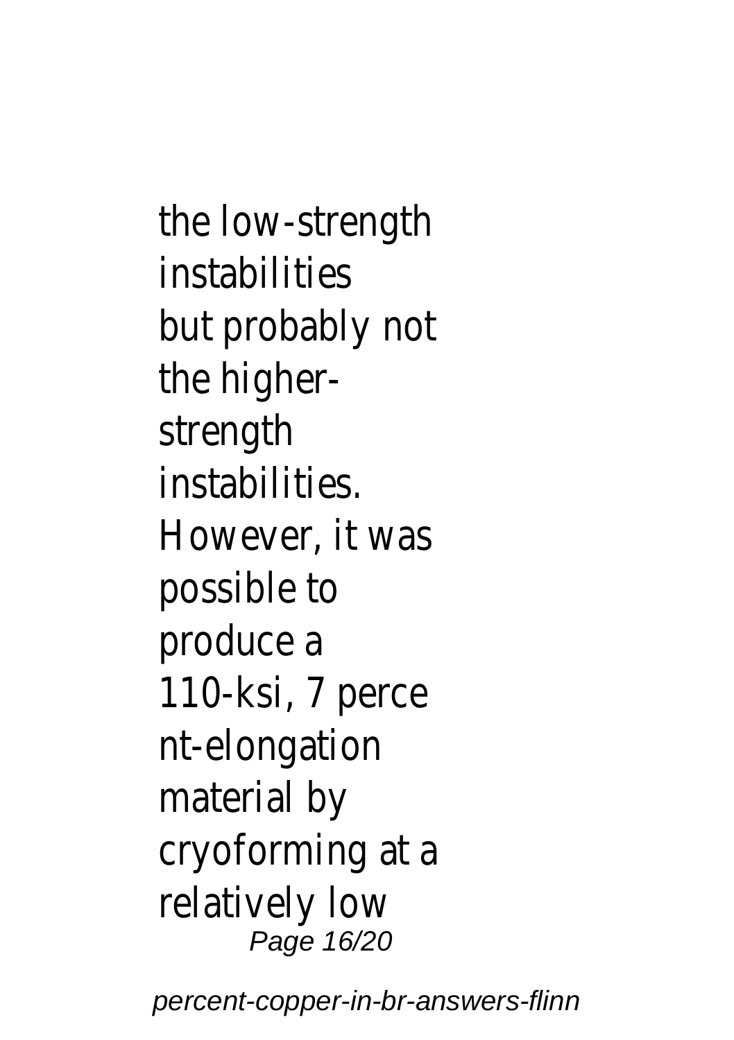the low-strength instabilities but probably not the higher-strength instabilities. However, it was possible to produce a 110-ksi, 7 perce nt-elongation material by cryoforming at a relatively low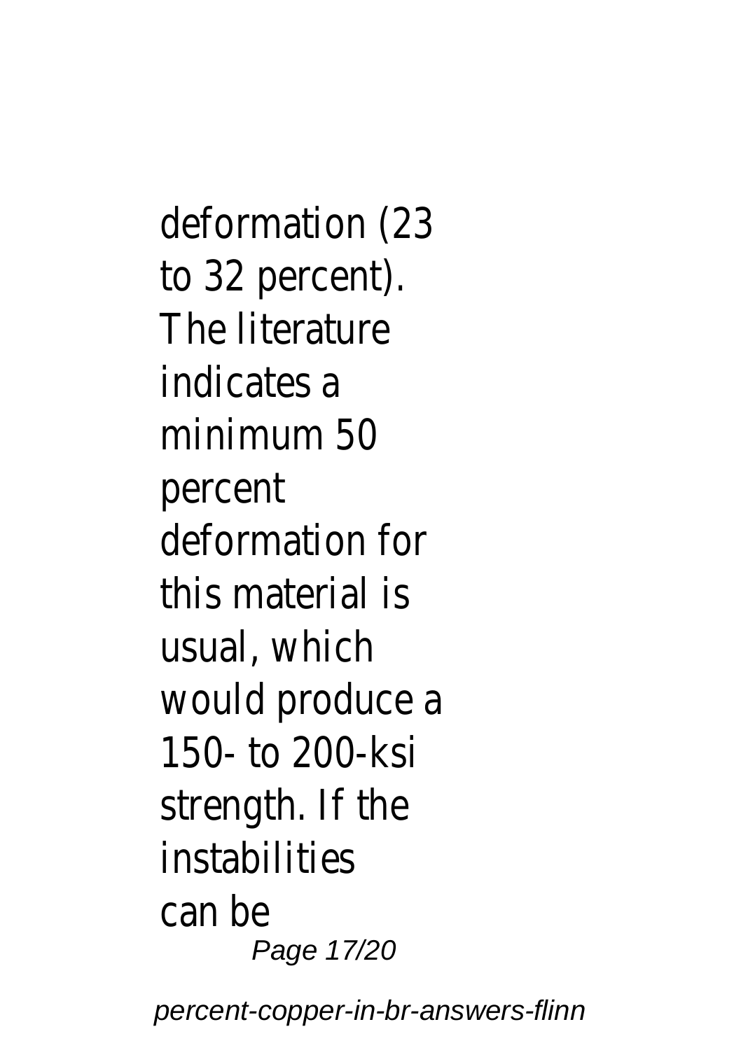deformation (23 to 32 percent). The literature indicates a minimum 50 percent deformation for this material is usual, which would produce a 150- to 200-ksi strength. If the instabilities can be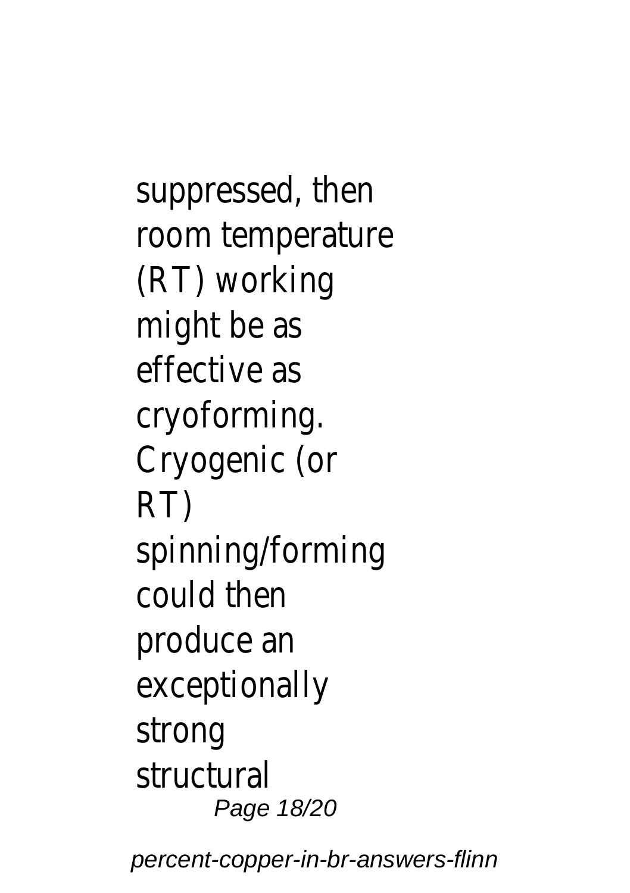suppressed, then room temperature (RT) working might be as effective as cryoforming. Cryogenic (or RT) spinning/forming could then produce an exceptionally strong structural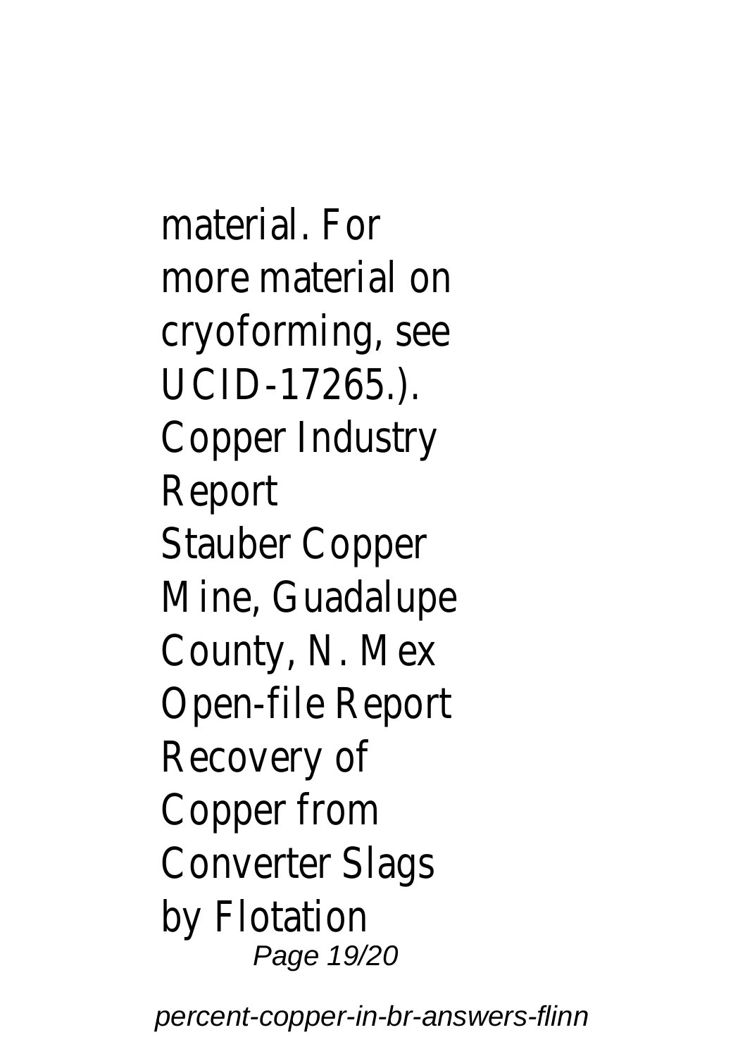material. For more material on cryoforming, see UCID-17265.).

Copper Industry Report

Stauber Copper Mine, Guadalupe County, N. Mex

Open-file Report

Recovery of Copper from Converter Slags by Flotation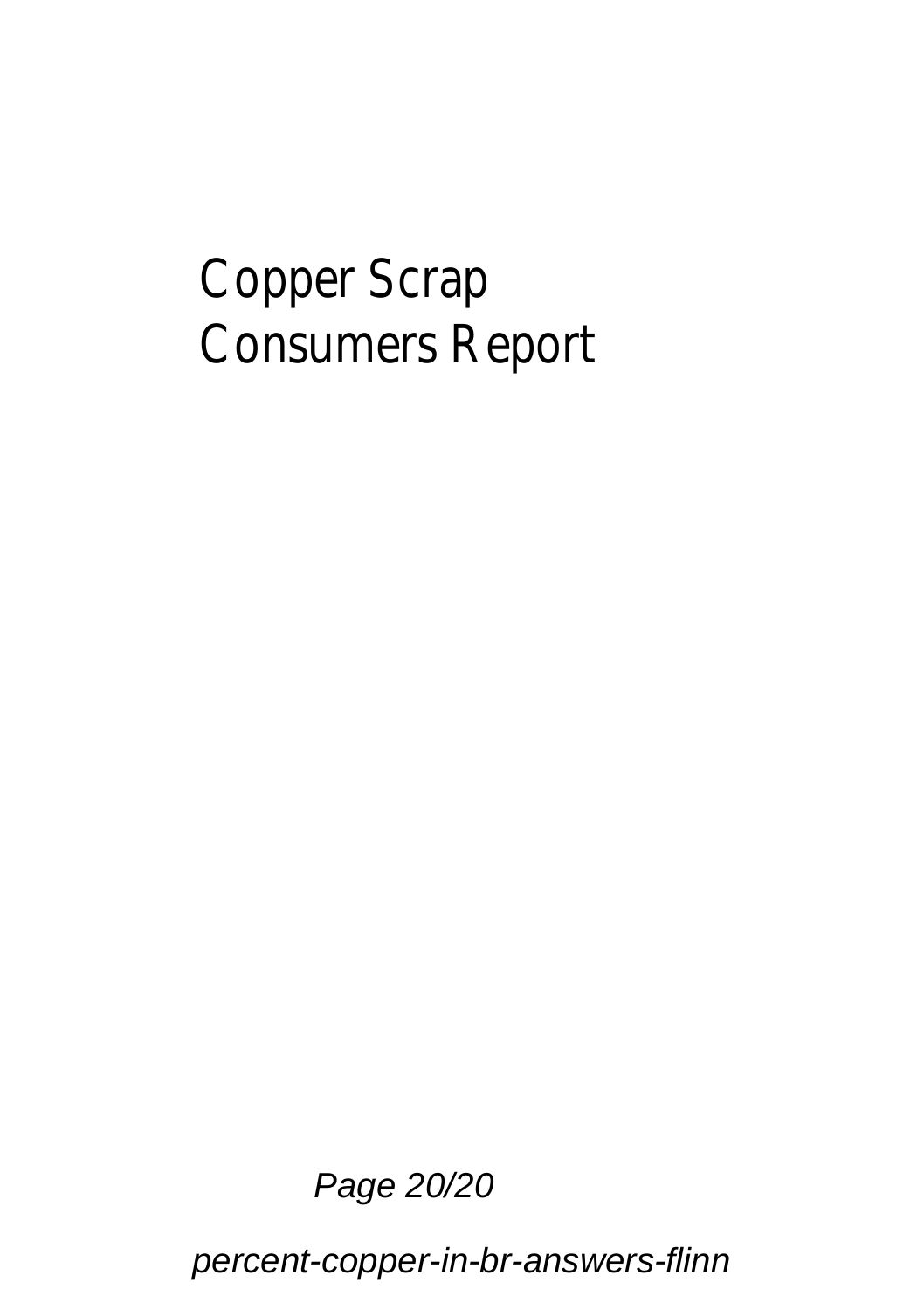Copper Scrap
Consumers Report